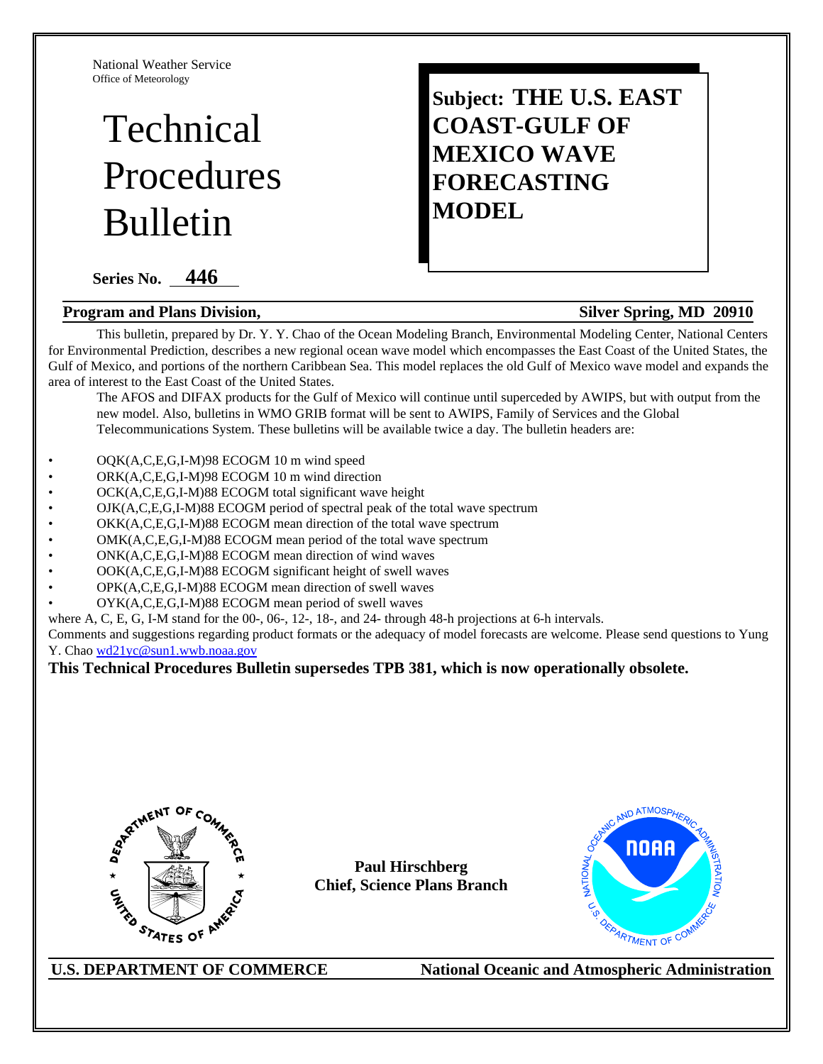National Weather Service
Office of Meteorology

# Technical Procedures Bulletin

**Subject: THE U.S. EAST COAST-GULF OF MEXICO WAVE FORECASTING MODEL**

**Series No. 446**

**Program and Plans Division,** **Silver Spring, MD 20910**

This bulletin, prepared by Dr. Y. Y. Chao of the Ocean Modeling Branch, Environmental Modeling Center, National Centers for Environmental Prediction, describes a new regional ocean wave model which encompasses the East Coast of the United States, the Gulf of Mexico, and portions of the northern Caribbean Sea. This model replaces the old Gulf of Mexico wave model and expands the area of interest to the East Coast of the United States.

The AFOS and DIFAX products for the Gulf of Mexico will continue until superceded by AWIPS, but with output from the new model. Also, bulletins in WMO GRIB format will be sent to AWIPS, Family of Services and the Global Telecommunications System. These bulletins will be available twice a day. The bulletin headers are:

- OQK(A,C,E,G,I-M)98 ECOGM 10 m wind speed
- ORK(A,C,E,G,I-M)98 ECOGM 10 m wind direction
- OCK(A,C,E,G,I-M)88 ECOGM total significant wave height
- OJK(A,C,E,G,I-M)88 ECOGM period of spectral peak of the total wave spectrum
- OKK(A,C,E,G,I-M)88 ECOGM mean direction of the total wave spectrum
- OMK(A,C,E,G,I-M)88 ECOGM mean period of the total wave spectrum
- ONK(A,C,E,G,I-M)88 ECOGM mean direction of wind waves
- OOK(A,C,E,G,I-M)88 ECOGM significant height of swell waves
- OPK(A,C,E,G,I-M)88 ECOGM mean direction of swell waves
- OYK(A,C,E,G,I-M)88 ECOGM mean period of swell waves

where A, C, E, G, I-M stand for the 00-, 06-, 12-, 18-, and 24- through 48-h projections at 6-h intervals.

Comments and suggestions regarding product formats or the adequacy of model forecasts are welcome. Please send questions to Yung Y. Chao wd21yc@sun1.wwb.noaa.gov

**This Technical Procedures Bulletin supersedes TPB 381, which is now operationally obsolete.**

**Paul Hirschberg**
**Chief, Science Plans Branch**

**U.S. DEPARTMENT OF COMMERCE** **National Oceanic and Atmospheric Administration**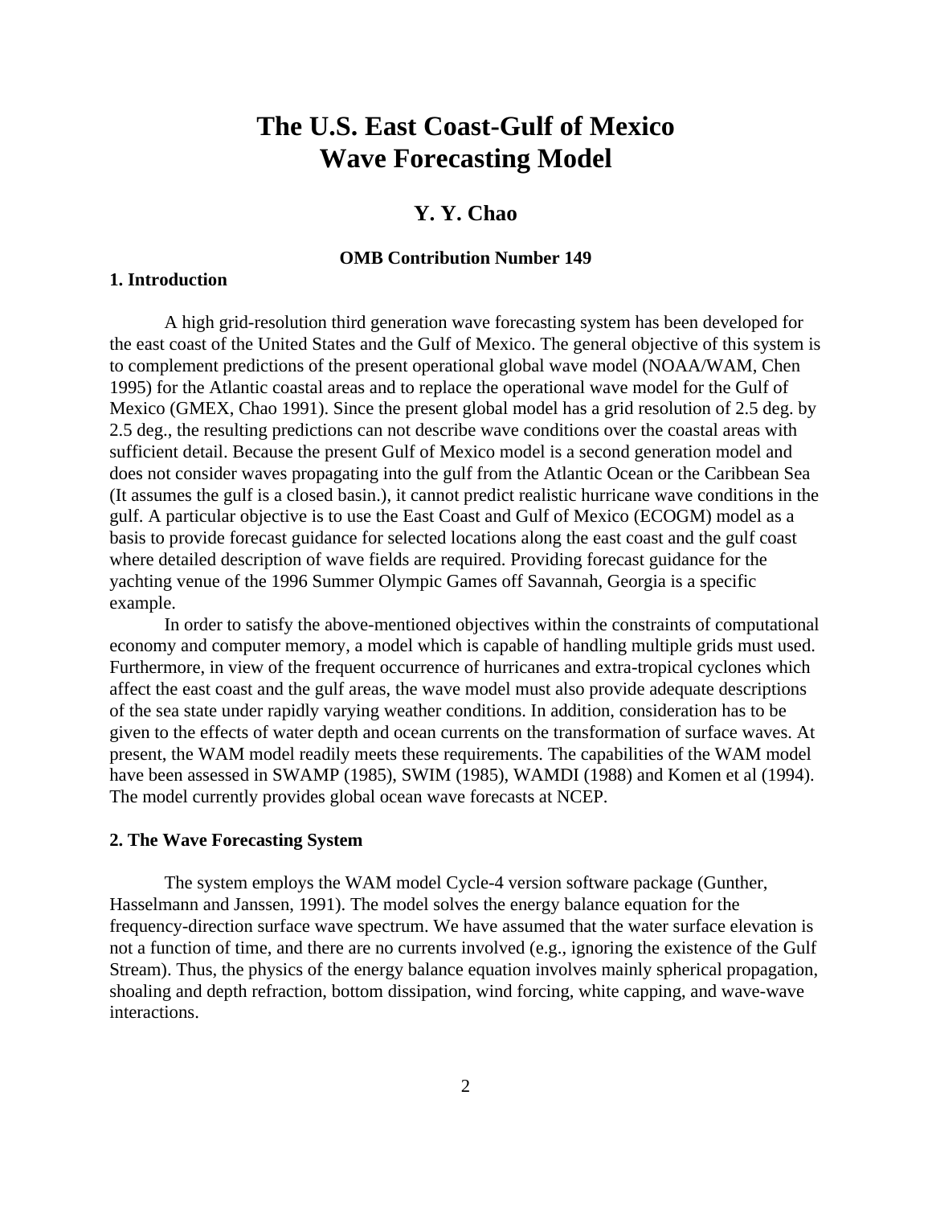# The U.S. East Coast-Gulf of Mexico Wave Forecasting Model

### Y. Y. Chao

**OMB Contribution Number 149**

## 1. Introduction

A high grid-resolution third generation wave forecasting system has been developed for the east coast of the United States and the Gulf of Mexico. The general objective of this system is to complement predictions of the present operational global wave model (NOAA/WAM, Chen 1995) for the Atlantic coastal areas and to replace the operational wave model for the Gulf of Mexico (GMEX, Chao 1991). Since the present global model has a grid resolution of 2.5 deg. by 2.5 deg., the resulting predictions can not describe wave conditions over the coastal areas with sufficient detail. Because the present Gulf of Mexico model is a second generation model and does not consider waves propagating into the gulf from the Atlantic Ocean or the Caribbean Sea (It assumes the gulf is a closed basin.), it cannot predict realistic hurricane wave conditions in the gulf. A particular objective is to use the East Coast and Gulf of Mexico (ECOGM) model as a basis to provide forecast guidance for selected locations along the east coast and the gulf coast where detailed description of wave fields are required. Providing forecast guidance for the yachting venue of the 1996 Summer Olympic Games off Savannah, Georgia is a specific example.

In order to satisfy the above-mentioned objectives within the constraints of computational economy and computer memory, a model which is capable of handling multiple grids must used. Furthermore, in view of the frequent occurrence of hurricanes and extra-tropical cyclones which affect the east coast and the gulf areas, the wave model must also provide adequate descriptions of the sea state under rapidly varying weather conditions. In addition, consideration has to be given to the effects of water depth and ocean currents on the transformation of surface waves. At present, the WAM model readily meets these requirements. The capabilities of the WAM model have been assessed in SWAMP (1985), SWIM (1985), WAMDI (1988) and Komen et al (1994). The model currently provides global ocean wave forecasts at NCEP.

## 2. The Wave Forecasting System

The system employs the WAM model Cycle-4 version software package (Gunther, Hasselmann and Janssen, 1991). The model solves the energy balance equation for the frequency-direction surface wave spectrum. We have assumed that the water surface elevation is not a function of time, and there are no currents involved (e.g., ignoring the existence of the Gulf Stream). Thus, the physics of the energy balance equation involves mainly spherical propagation, shoaling and depth refraction, bottom dissipation, wind forcing, white capping, and wave-wave interactions.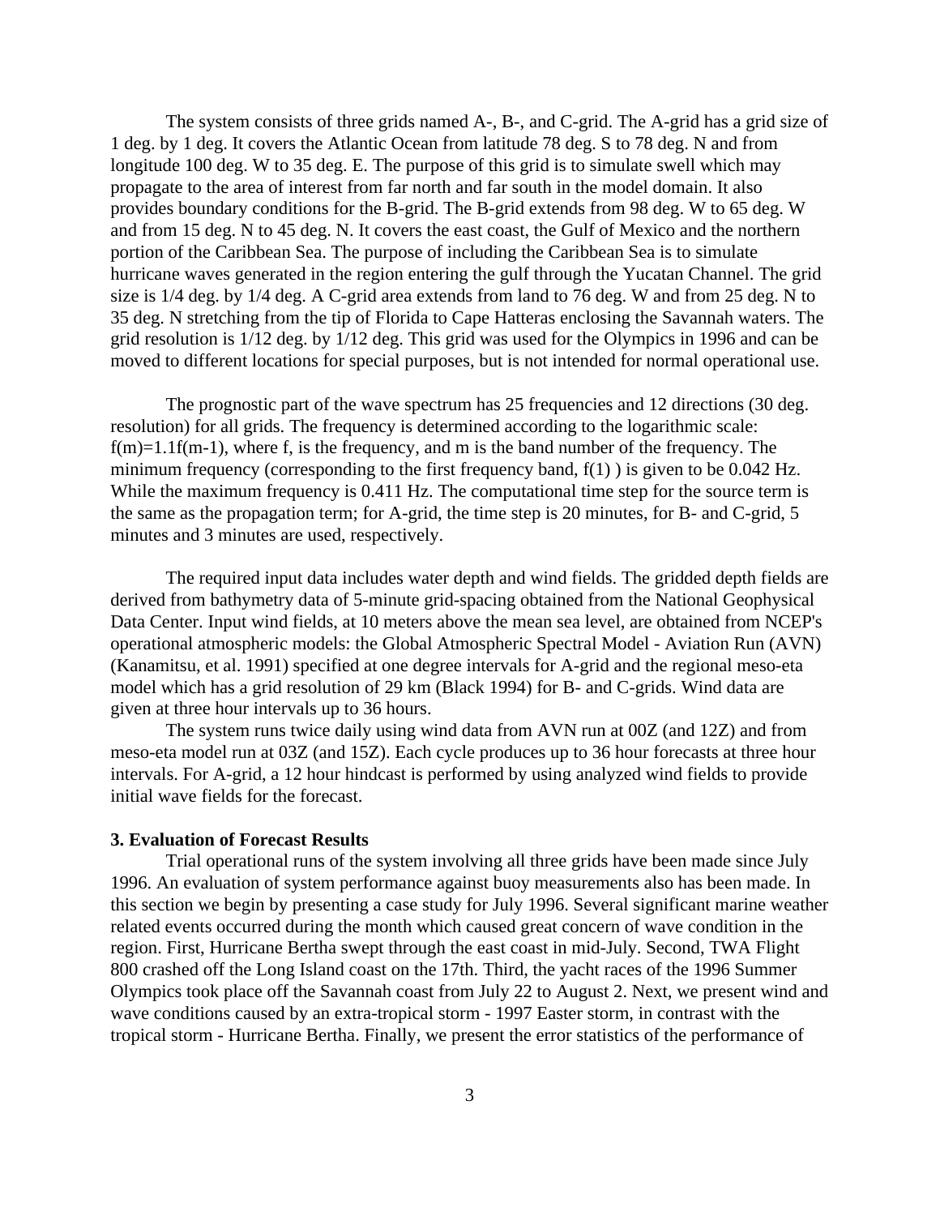The system consists of three grids named A-, B-, and C-grid. The A-grid has a grid size of 1 deg. by 1 deg. It covers the Atlantic Ocean from latitude 78 deg. S to 78 deg. N and from longitude 100 deg. W to 35 deg. E. The purpose of this grid is to simulate swell which may propagate to the area of interest from far north and far south in the model domain. It also provides boundary conditions for the B-grid. The B-grid extends from 98 deg. W to 65 deg. W and from 15 deg. N to 45 deg. N. It covers the east coast, the Gulf of Mexico and the northern portion of the Caribbean Sea. The purpose of including the Caribbean Sea is to simulate hurricane waves generated in the region entering the gulf through the Yucatan Channel. The grid size is 1/4 deg. by 1/4 deg. A C-grid area extends from land to 76 deg. W and from 25 deg. N to 35 deg. N stretching from the tip of Florida to Cape Hatteras enclosing the Savannah waters. The grid resolution is 1/12 deg. by 1/12 deg. This grid was used for the Olympics in 1996 and can be moved to different locations for special purposes, but is not intended for normal operational use.

The prognostic part of the wave spectrum has 25 frequencies and 12 directions (30 deg. resolution) for all grids. The frequency is determined according to the logarithmic scale: $f(m)=1.1f(m-1)$, where f, is the frequency, and m is the band number of the frequency. The minimum frequency (corresponding to the first frequency band, $f(1)$ ) is given to be 0.042 Hz. While the maximum frequency is 0.411 Hz. The computational time step for the source term is the same as the propagation term; for A-grid, the time step is 20 minutes, for B- and C-grid, 5 minutes and 3 minutes are used, respectively.

The required input data includes water depth and wind fields. The gridded depth fields are derived from bathymetry data of 5-minute grid-spacing obtained from the National Geophysical Data Center. Input wind fields, at 10 meters above the mean sea level, are obtained from NCEP's operational atmospheric models: the Global Atmospheric Spectral Model - Aviation Run (AVN) (Kanamitsu, et al. 1991) specified at one degree intervals for A-grid and the regional meso-eta model which has a grid resolution of 29 km (Black 1994) for B- and C-grids. Wind data are given at three hour intervals up to 36 hours.

The system runs twice daily using wind data from AVN run at 00Z (and 12Z) and from meso-eta model run at 03Z (and 15Z). Each cycle produces up to 36 hour forecasts at three hour intervals. For A-grid, a 12 hour hindcast is performed by using analyzed wind fields to provide initial wave fields for the forecast.

**3. Evaluation of Forecast Results**

Trial operational runs of the system involving all three grids have been made since July 1996. An evaluation of system performance against buoy measurements also has been made. In this section we begin by presenting a case study for July 1996. Several significant marine weather related events occurred during the month which caused great concern of wave condition in the region. First, Hurricane Bertha swept through the east coast in mid-July. Second, TWA Flight 800 crashed off the Long Island coast on the 17th. Third, the yacht races of the 1996 Summer Olympics took place off the Savannah coast from July 22 to August 2. Next, we present wind and wave conditions caused by an extra-tropical storm - 1997 Easter storm, in contrast with the tropical storm - Hurricane Bertha. Finally, we present the error statistics of the performance of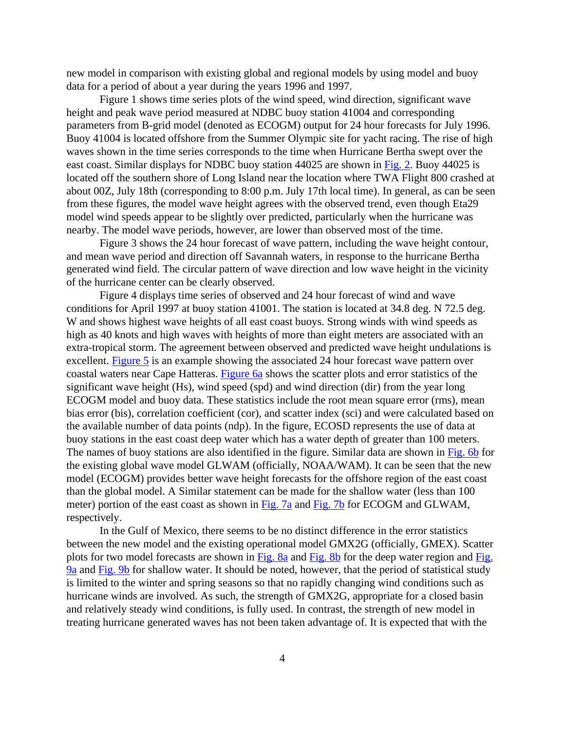new model in comparison with existing global and regional models by using model and buoy data for a period of about a year during the years 1996 and 1997.

Figure 1 shows time series plots of the wind speed, wind direction, significant wave height and peak wave period measured at NDBC buoy station 41004 and corresponding parameters from B-grid model (denoted as ECOGM) output for 24 hour forecasts for July 1996. Buoy 41004 is located offshore from the Summer Olympic site for yacht racing. The rise of high waves shown in the time series corresponds to the time when Hurricane Bertha swept over the east coast. Similar displays for NDBC buoy station 44025 are shown in Fig. 2. Buoy 44025 is located off the southern shore of Long Island near the location where TWA Flight 800 crashed at about 00Z, July 18th (corresponding to 8:00 p.m. July 17th local time). In general, as can be seen from these figures, the model wave height agrees with the observed trend, even though Eta29 model wind speeds appear to be slightly over predicted, particularly when the hurricane was nearby. The model wave periods, however, are lower than observed most of the time.

Figure 3 shows the 24 hour forecast of wave pattern, including the wave height contour, and mean wave period and direction off Savannah waters, in response to the hurricane Bertha generated wind field. The circular pattern of wave direction and low wave height in the vicinity of the hurricane center can be clearly observed.

Figure 4 displays time series of observed and 24 hour forecast of wind and wave conditions for April 1997 at buoy station 41001. The station is located at 34.8 deg. N 72.5 deg. W and shows highest wave heights of all east coast buoys. Strong winds with wind speeds as high as 40 knots and high waves with heights of more than eight meters are associated with an extra-tropical storm. The agreement between observed and predicted wave height undulations is excellent. Figure 5 is an example showing the associated 24 hour forecast wave pattern over coastal waters near Cape Hatteras. Figure 6a shows the scatter plots and error statistics of the significant wave height (Hs), wind speed (spd) and wind direction (dir) from the year long ECOGM model and buoy data. These statistics include the root mean square error (rms), mean bias error (bis), correlation coefficient (cor), and scatter index (sci) and were calculated based on the available number of data points (ndp). In the figure, ECOSD represents the use of data at buoy stations in the east coast deep water which has a water depth of greater than 100 meters. The names of buoy stations are also identified in the figure. Similar data are shown in Fig. 6b for the existing global wave model GLWAM (officially, NOAA/WAM). It can be seen that the new model (ECOGM) provides better wave height forecasts for the offshore region of the east coast than the global model. A Similar statement can be made for the shallow water (less than 100 meter) portion of the east coast as shown in Fig. 7a and Fig. 7b for ECOGM and GLWAM, respectively.

In the Gulf of Mexico, there seems to be no distinct difference in the error statistics between the new model and the existing operational model GMX2G (officially, GMEX). Scatter plots for two model forecasts are shown in Fig. 8a and Fig. 8b for the deep water region and Fig. 9a and Fig. 9b for shallow water. It should be noted, however, that the period of statistical study is limited to the winter and spring seasons so that no rapidly changing wind conditions such as hurricane winds are involved. As such, the strength of GMX2G, appropriate for a closed basin and relatively steady wind conditions, is fully used. In contrast, the strength of new model in treating hurricane generated waves has not been taken advantage of. It is expected that with the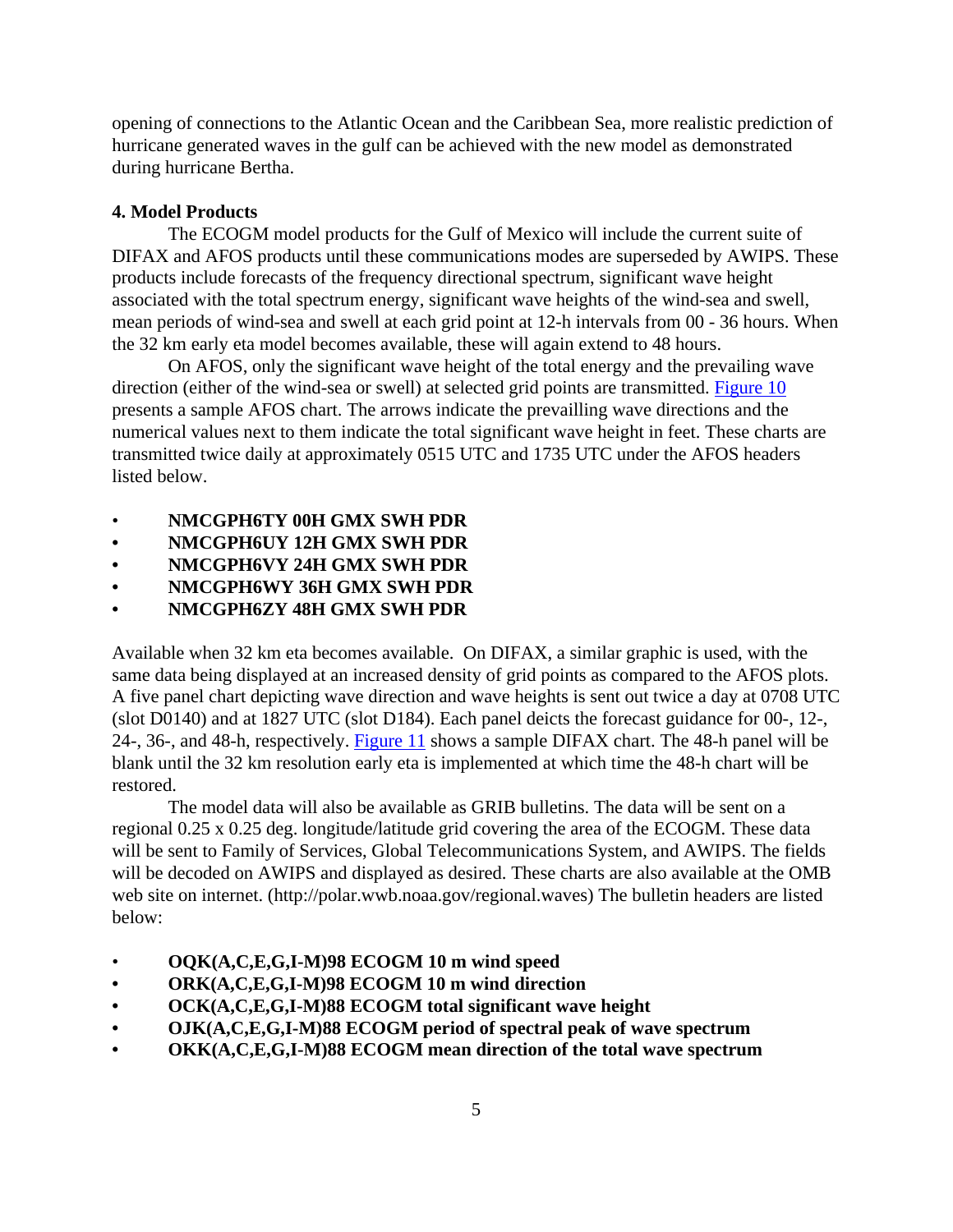opening of connections to the Atlantic Ocean and the Caribbean Sea, more realistic prediction of hurricane generated waves in the gulf can be achieved with the new model as demonstrated during hurricane Bertha.

**4. Model Products**

The ECOGM model products for the Gulf of Mexico will include the current suite of DIFAX and AFOS products until these communications modes are superseded by AWIPS. These products include forecasts of the frequency directional spectrum, significant wave height associated with the total spectrum energy, significant wave heights of the wind-sea and swell, mean periods of wind-sea and swell at each grid point at 12-h intervals from 00 - 36 hours. When the 32 km early eta model becomes available, these will again extend to 48 hours.

On AFOS, only the significant wave height of the total energy and the prevailing wave direction (either of the wind-sea or swell) at selected grid points are transmitted. Figure 10 presents a sample AFOS chart. The arrows indicate the prevailling wave directions and the numerical values next to them indicate the total significant wave height in feet. These charts are transmitted twice daily at approximately 0515 UTC and 1735 UTC under the AFOS headers listed below.

- **NMCGPH6TY 00H GMX SWH PDR**
- **NMCGPH6UY 12H GMX SWH PDR**
- **NMCGPH6VY 24H GMX SWH PDR**
- **NMCGPH6WY 36H GMX SWH PDR**
- **NMCGPH6ZY 48H GMX SWH PDR**

Available when 32 km eta becomes available. On DIFAX, a similar graphic is used, with the same data being displayed at an increased density of grid points as compared to the AFOS plots. A five panel chart depicting wave direction and wave heights is sent out twice a day at 0708 UTC (slot D0140) and at 1827 UTC (slot D184). Each panel deicts the forecast guidance for 00-, 12-, 24-, 36-, and 48-h, respectively. Figure 11 shows a sample DIFAX chart. The 48-h panel will be blank until the 32 km resolution early eta is implemented at which time the 48-h chart will be restored.

The model data will also be available as GRIB bulletins. The data will be sent on a regional 0.25 x 0.25 deg. longitude/latitude grid covering the area of the ECOGM. These data will be sent to Family of Services, Global Telecommunications System, and AWIPS. The fields will be decoded on AWIPS and displayed as desired. These charts are also available at the OMB web site on internet. (http://polar.wwb.noaa.gov/regional.waves) The bulletin headers are listed below:

- **OQK(A,C,E,G,I-M)98 ECOGM 10 m wind speed**
- **ORK(A,C,E,G,I-M)98 ECOGM 10 m wind direction**
- **OCK(A,C,E,G,I-M)88 ECOGM total significant wave height**
- **OJK(A,C,E,G,I-M)88 ECOGM period of spectral peak of wave spectrum**
- **OKK(A,C,E,G,I-M)88 ECOGM mean direction of the total wave spectrum**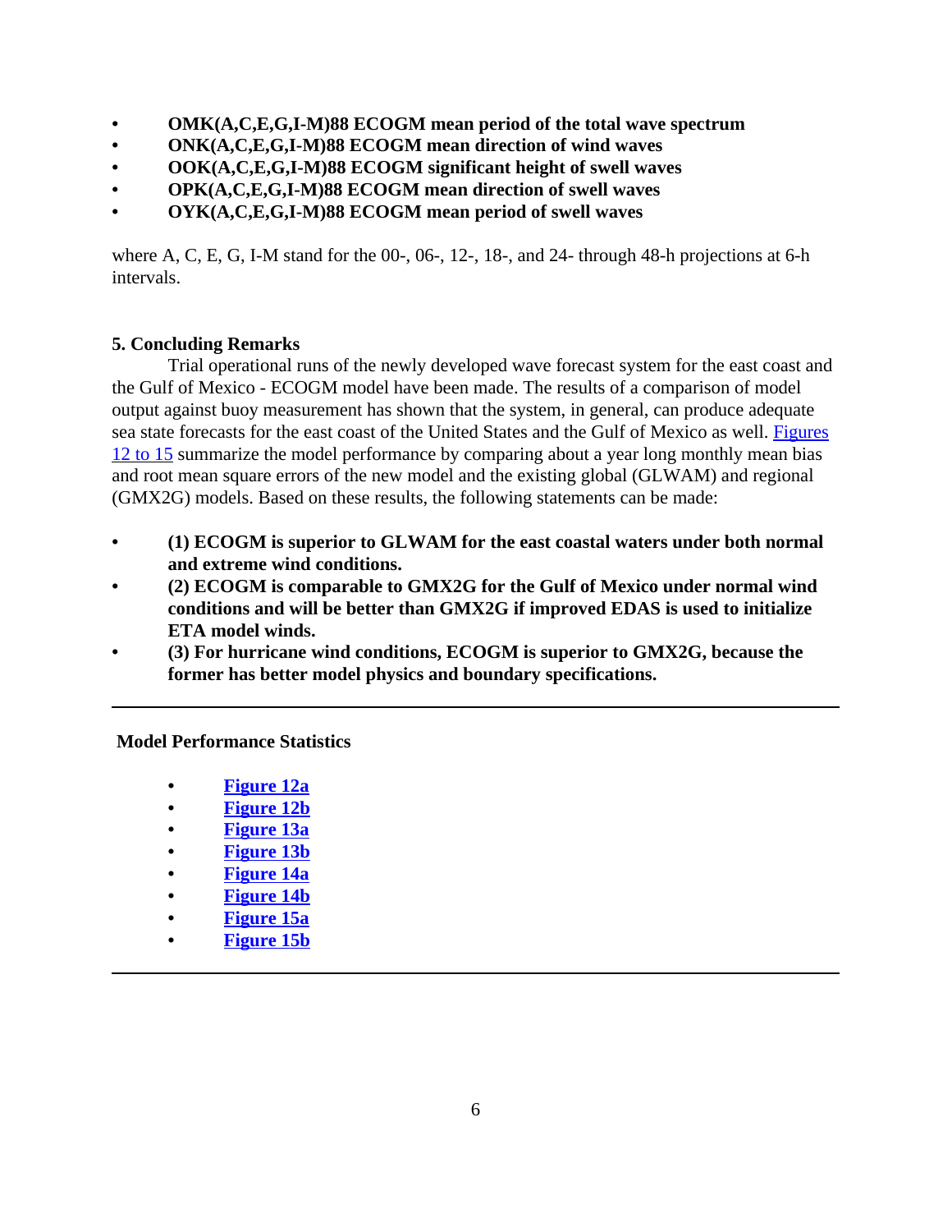- **OMK(A,C,E,G,I-M)88 ECOGM mean period of the total wave spectrum**
- **ONK(A,C,E,G,I-M)88 ECOGM mean direction of wind waves**
- **OOK(A,C,E,G,I-M)88 ECOGM significant height of swell waves**
- **OPK(A,C,E,G,I-M)88 ECOGM mean direction of swell waves**
- **OYK(A,C,E,G,I-M)88 ECOGM mean period of swell waves**

where A, C, E, G, I-M stand for the 00-, 06-, 12-, 18-, and 24- through 48-h projections at 6-h intervals.

## 5. Concluding Remarks

Trial operational runs of the newly developed wave forecast system for the east coast and the Gulf of Mexico - ECOGM model have been made. The results of a comparison of model output against buoy measurement has shown that the system, in general, can produce adequate sea state forecasts for the east coast of the United States and the Gulf of Mexico as well. Figures 12 to 15 summarize the model performance by comparing about a year long monthly mean bias and root mean square errors of the new model and the existing global (GLWAM) and regional (GMX2G) models. Based on these results, the following statements can be made:

- **(1) ECOGM is superior to GLWAM for the east coastal waters under both normal and extreme wind conditions.**
- **(2) ECOGM is comparable to GMX2G for the Gulf of Mexico under normal wind conditions and will be better than GMX2G if improved EDAS is used to initialize ETA model winds.**
- **(3) For hurricane wind conditions, ECOGM is superior to GMX2G, because the former has better model physics and boundary specifications.**

---

**Model Performance Statistics**

- **Figure 12a**
- **Figure 12b**
- **Figure 13a**
- **Figure 13b**
- **Figure 14a**
- **Figure 14b**
- **Figure 15a**
- **Figure 15b**

---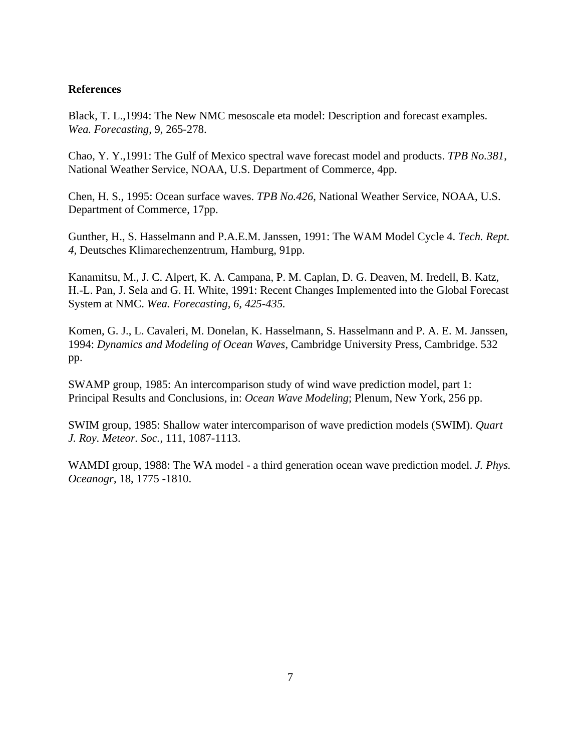**References**

Black, T. L.,1994: The New NMC mesoscale eta model: Description and forecast examples. *Wea. Forecasting*, 9, 265-278.

Chao, Y. Y.,1991: The Gulf of Mexico spectral wave forecast model and products. *TPB No.381*, National Weather Service, NOAA, U.S. Department of Commerce, 4pp.

Chen, H. S., 1995: Ocean surface waves. *TPB No.426*, National Weather Service, NOAA, U.S. Department of Commerce, 17pp.

Gunther, H., S. Hasselmann and P.A.E.M. Janssen, 1991: The WAM Model Cycle 4. *Tech. Rept. 4,* Deutsches Klimarechenzentrum, Hamburg, 91pp.

Kanamitsu, M., J. C. Alpert, K. A. Campana, P. M. Caplan, D. G. Deaven, M. Iredell, B. Katz, H.-L. Pan, J. Sela and G. H. White, 1991: Recent Changes Implemented into the Global Forecast System at NMC. *Wea. Forecasting, 6, 425-435.*

Komen, G. J., L. Cavaleri, M. Donelan, K. Hasselmann, S. Hasselmann and P. A. E. M. Janssen, 1994: *Dynamics and Modeling of Ocean Waves*, Cambridge University Press, Cambridge. 532 pp.

SWAMP group, 1985: An intercomparison study of wind wave prediction model, part 1: Principal Results and Conclusions, in: *Ocean Wave Modeling*; Plenum, New York, 256 pp.

SWIM group, 1985: Shallow water intercomparison of wave prediction models (SWIM). *Quart J. Roy. Meteor. Soc.*, 111, 1087-1113.

WAMDI group, 1988: The WA model - a third generation ocean wave prediction model. *J. Phys. Oceanogr*, 18, 1775 -1810.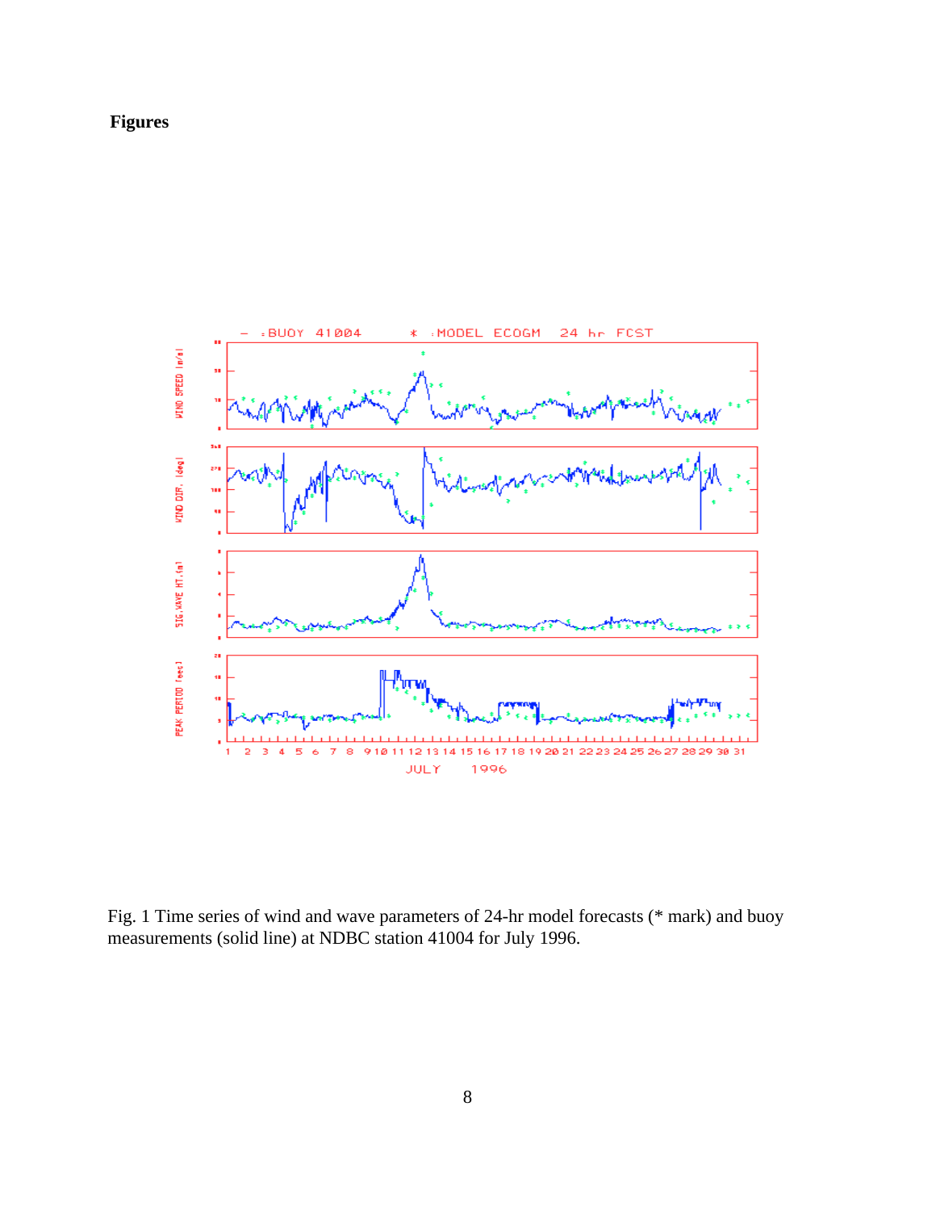**Figures**

Fig. 1 Time series of wind and wave parameters of 24-hr model forecasts (* mark) and buoy measurements (solid line) at NDBC station 41004 for July 1996.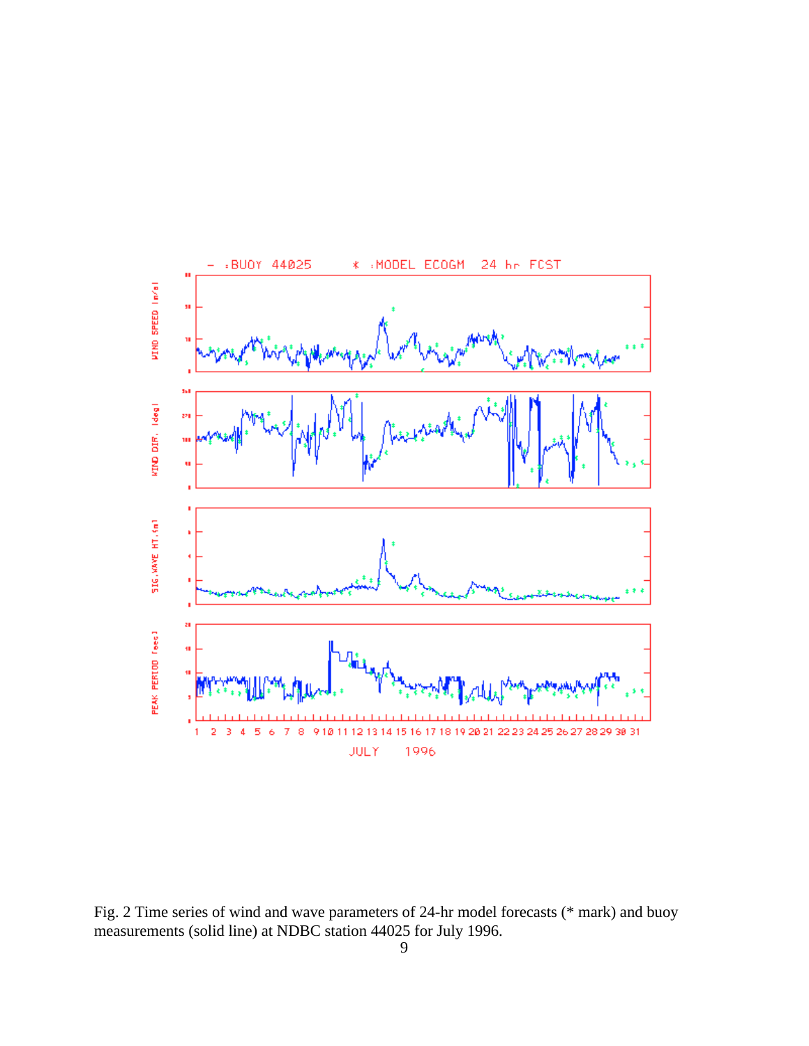Fig. 2 Time series of wind and wave parameters of 24-hr model forecasts (* mark) and buoy measurements (solid line) at NDBC station 44025 for July 1996.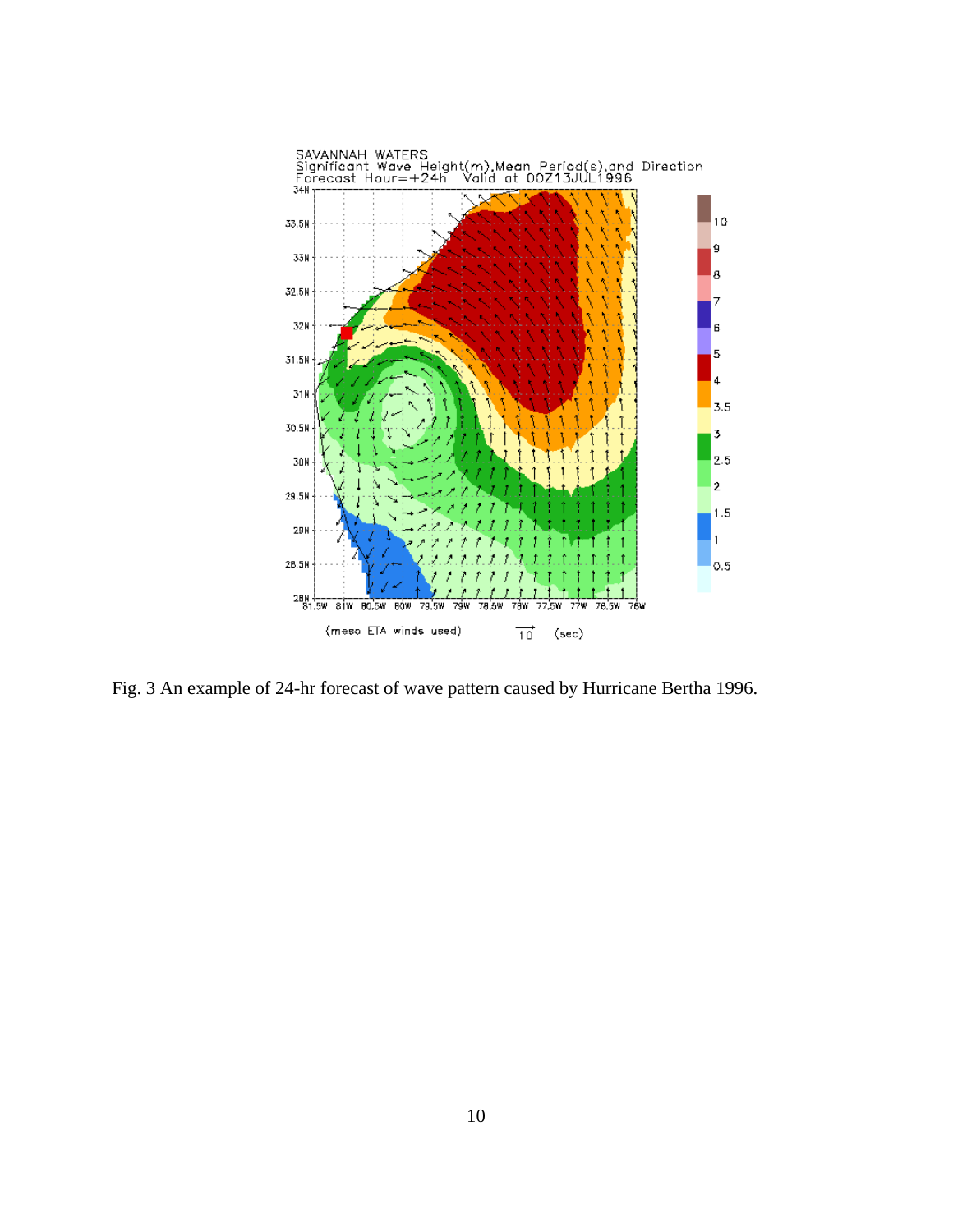Fig. 3 An example of 24-hr forecast of wave pattern caused by Hurricane Bertha 1996.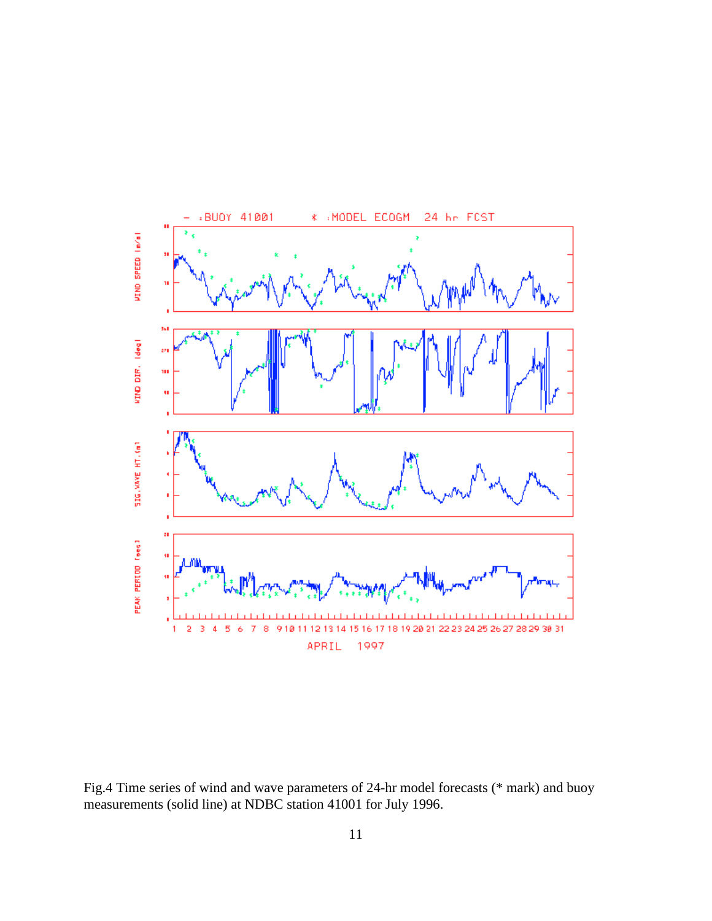Fig.4 Time series of wind and wave parameters of 24-hr model forecasts (* mark) and buoy measurements (solid line) at NDBC station 41001 for July 1996.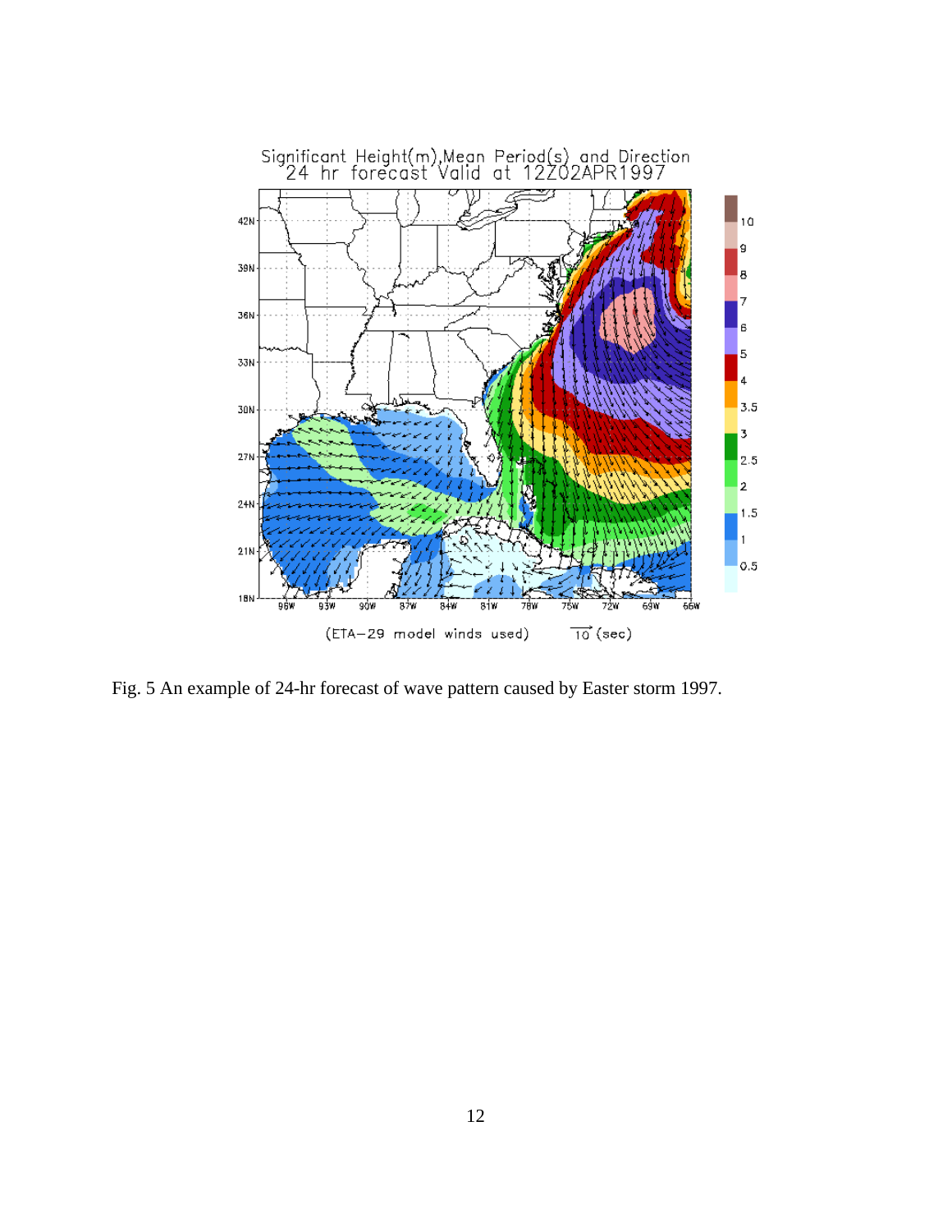Fig. 5 An example of 24-hr forecast of wave pattern caused by Easter storm 1997.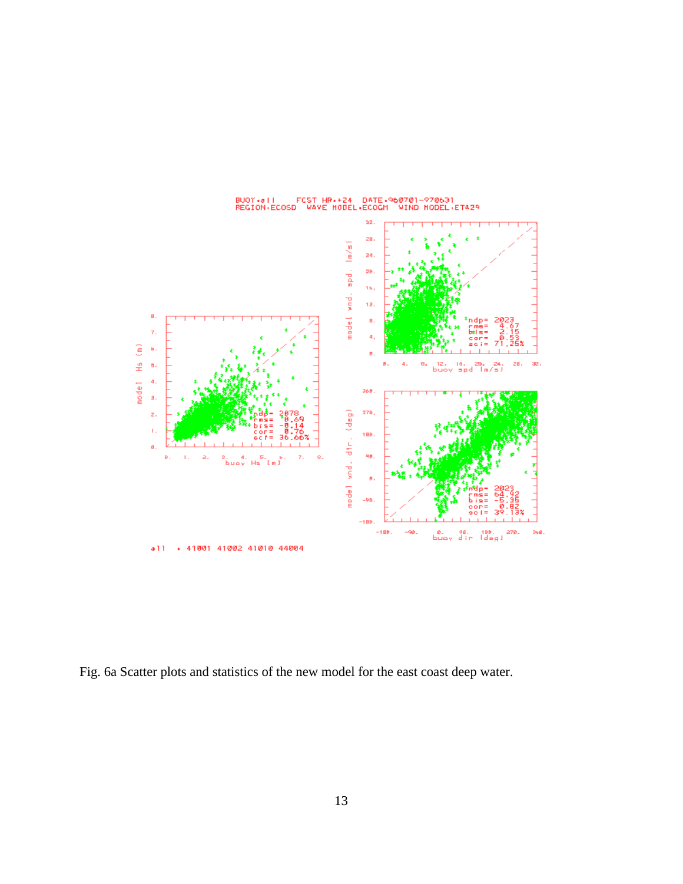Fig. 6a Scatter plots and statistics of the new model for the east coast deep water.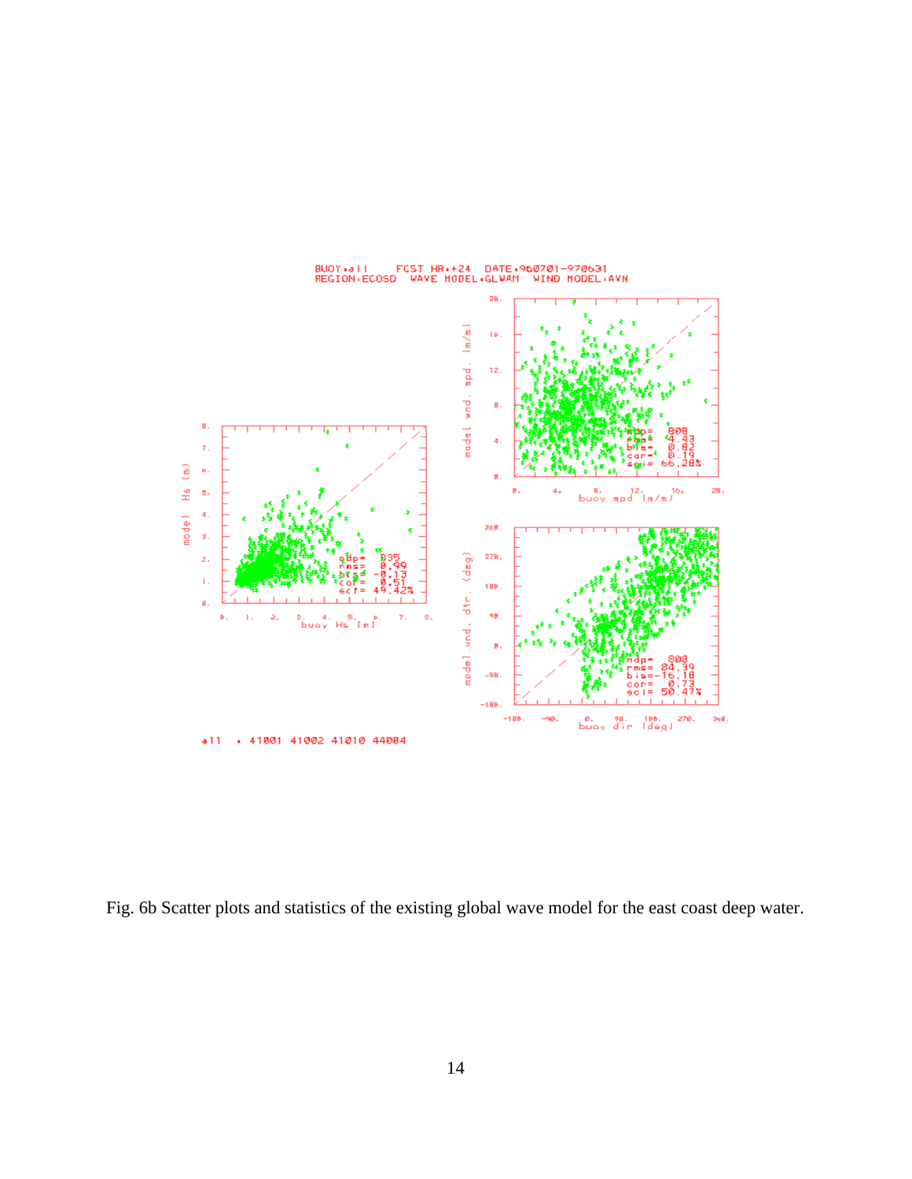Fig. 6b Scatter plots and statistics of the existing global wave model for the east coast deep water.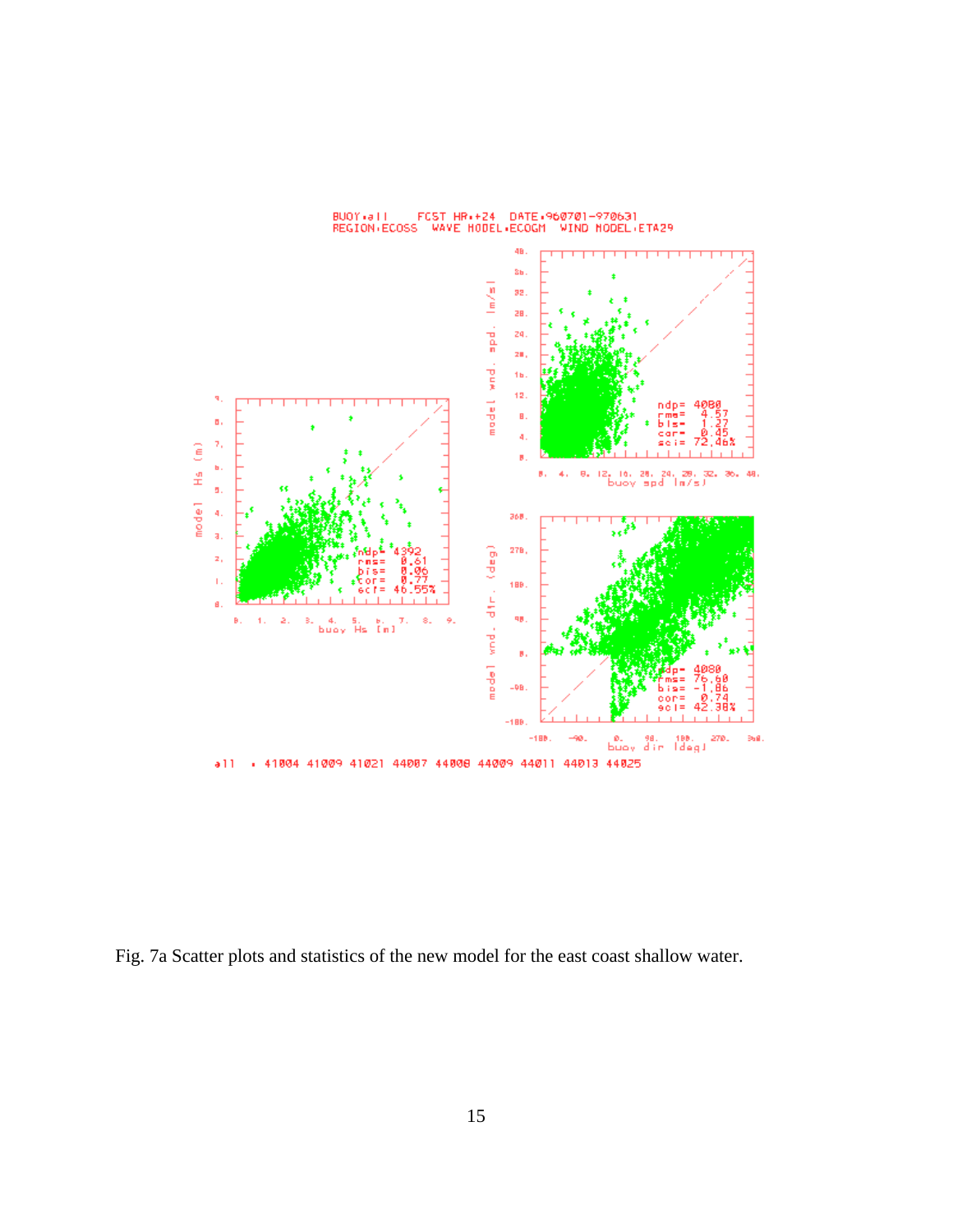BUOY:all FCST HR:+24 DATE:960701-970631
REGION:ECOSS WAVE MODEL:ECOGM WIND MODEL:ETA29

| | ndp | rms | bis | cor | sci |
|---|---|---|---|---|---|
| Hs | 4392 | 0.61 | 0.06 | 0.77 | 46.55% |
| wnd. spd | 4080 | 4.57 | 1.27 | 0.45 | 72.46% |
| wnd. dir | 4080 | 76.60 | -1.86 | 0.74 | 42.38% |

all : 41004 41009 41021 44007 44008 44009 44011 44013 44025

Fig. 7a Scatter plots and statistics of the new model for the east coast shallow water.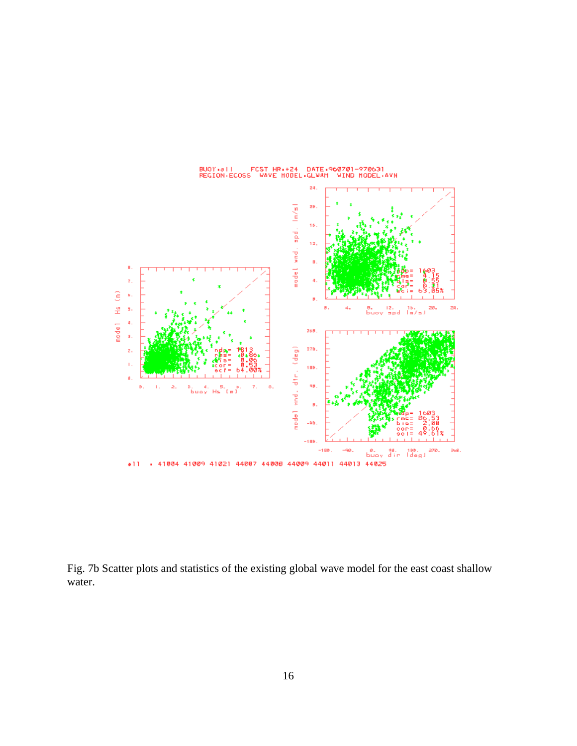Fig. 7b Scatter plots and statistics of the existing global wave model for the east coast shallow water.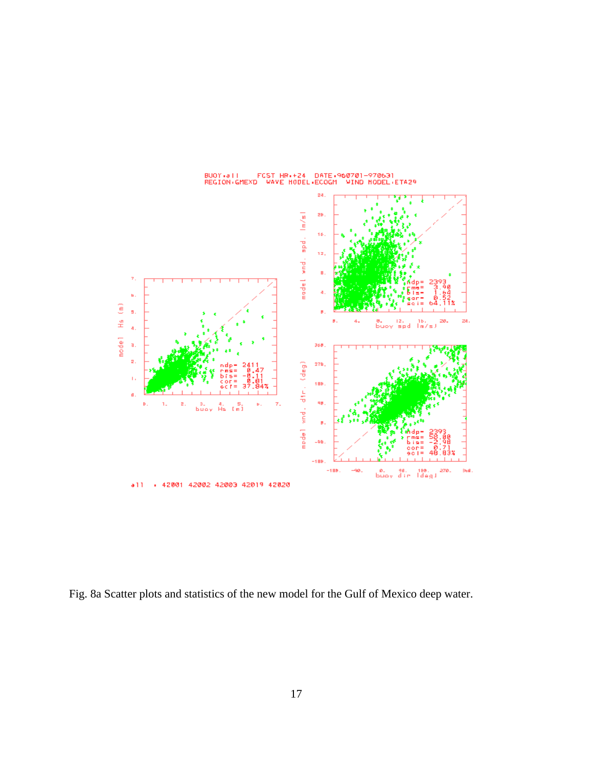BUOY:all FCST HR:+24 DATE:960701-970631
REGION:GMEXD WAVE MODEL:ECOGM WIND MODEL:ETA29

ndp= 2411
rms= 0.47
bis= -0.11
cor= 0.81
sci= 37.84%

ndp= 2393
rms= 3.90
bis= 1.64
cor= 0.52
sci= 64.11%

ndp= 2393
rms= 58.00
bis= -2.98
cor= 0.71
sci= 40.83%

all • 42001 42002 42003 42019 42020

Fig. 8a Scatter plots and statistics of the new model for the Gulf of Mexico deep water.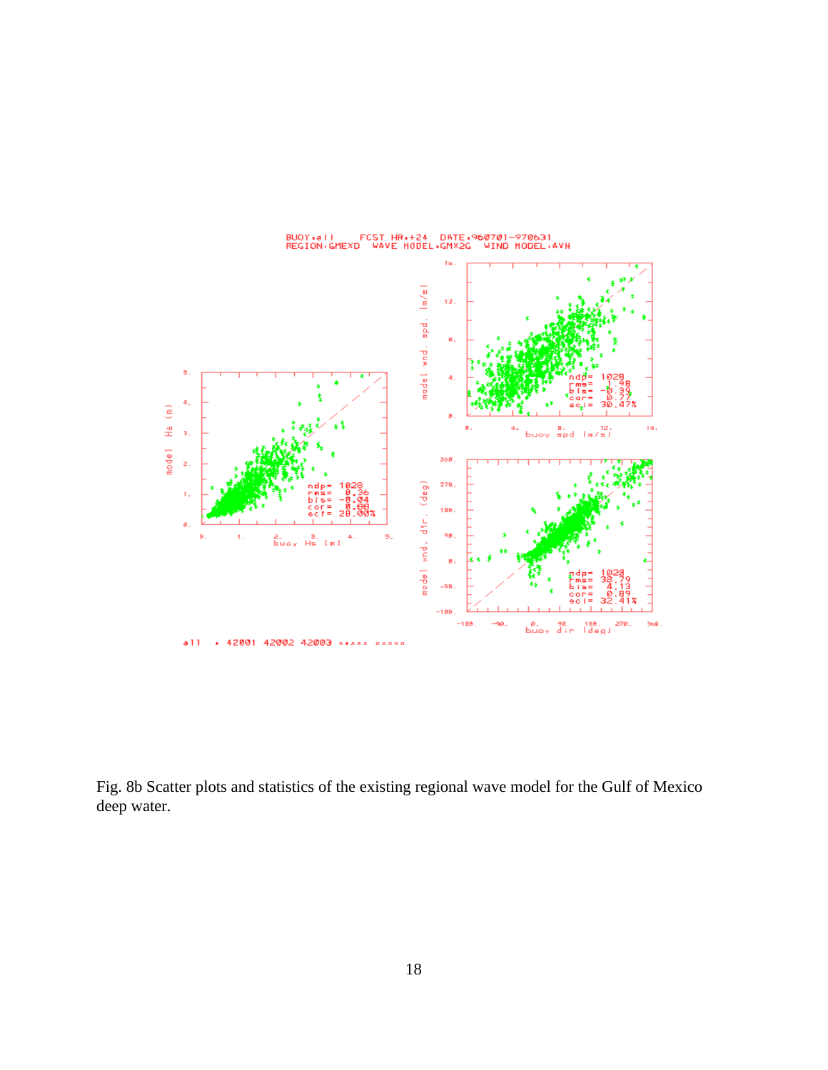Fig. 8b Scatter plots and statistics of the existing regional wave model for the Gulf of Mexico deep water.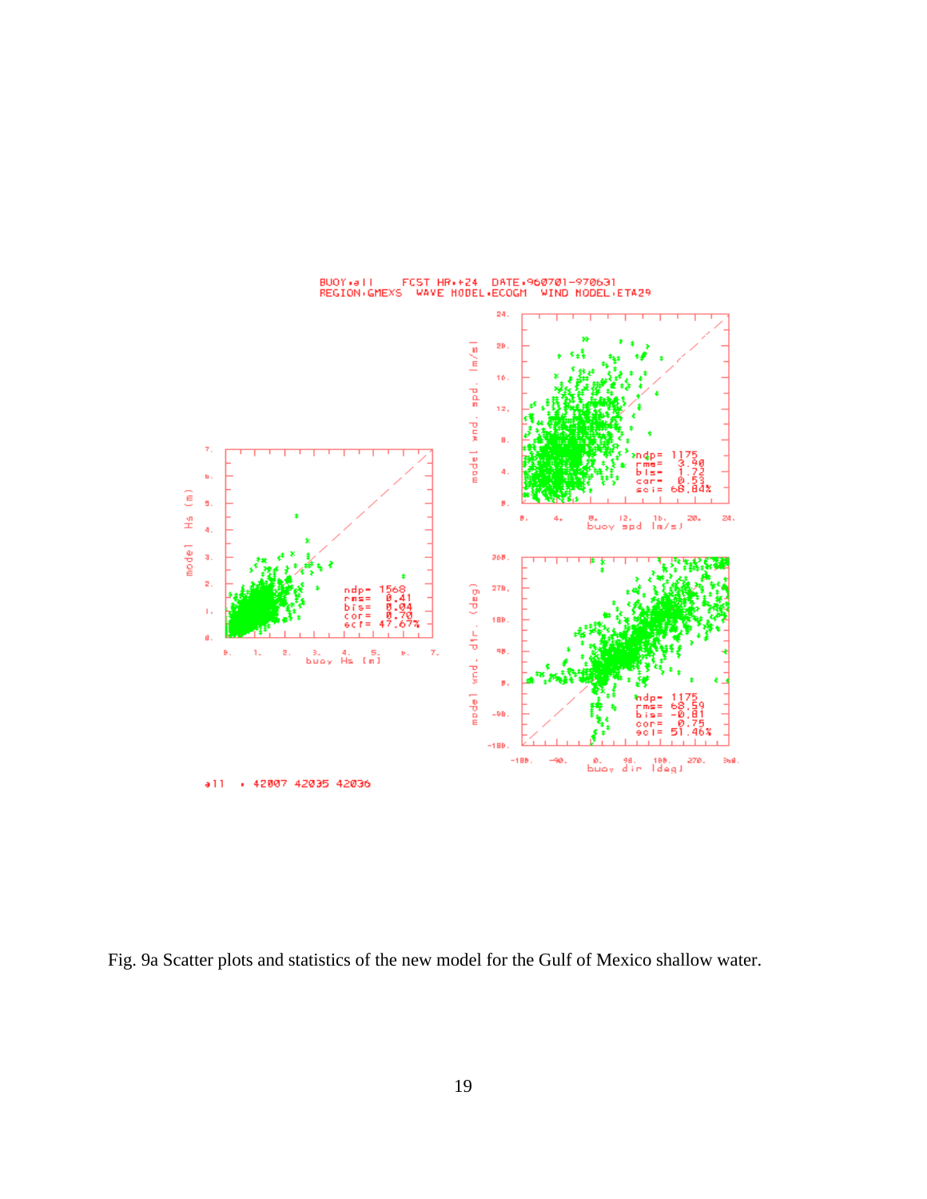Fig. 9a Scatter plots and statistics of the new model for the Gulf of Mexico shallow water.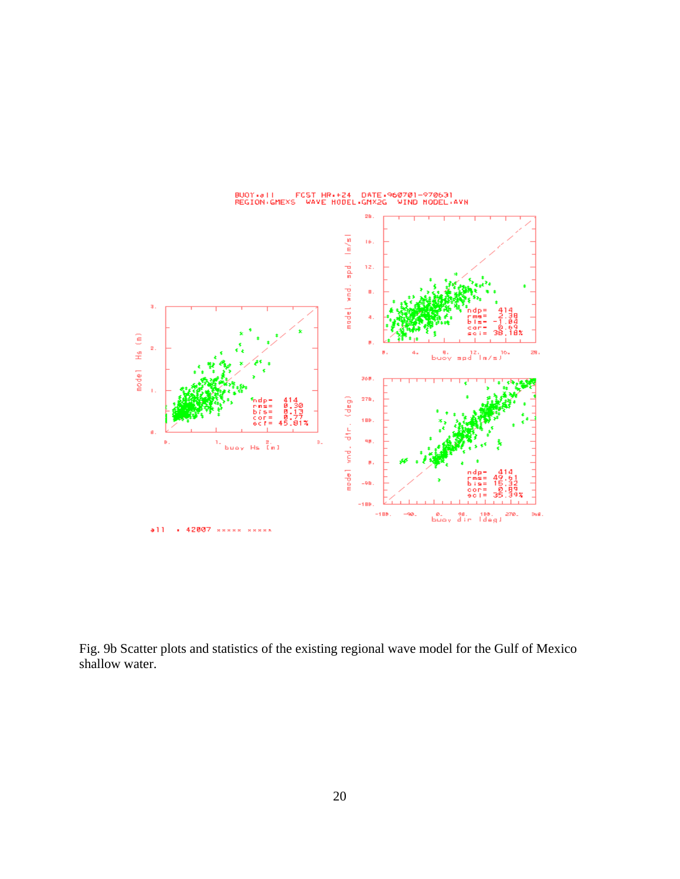BUOY:all FCST HR:+24 DATE:960701-970631
REGION:GMEXS WAVE MODEL:GMX2G WIND MODEL:AVN

| Panel | ndp | rms | bis | cor | sci |
|---|---|---|---|---|---|
| Hs (m) | 414 | 0.30 | 0.13 | 0.77 | 45.81% |
| wnd. spd. (m/s) | 414 | 2.38 | -1.04 | 0.69 | 38.18% |
| wnd. dir. (deg) | 414 | 49.61 | 15.32 | 0.89 | 35.39% |

all : 42007

Fig. 9b Scatter plots and statistics of the existing regional wave model for the Gulf of Mexico shallow water.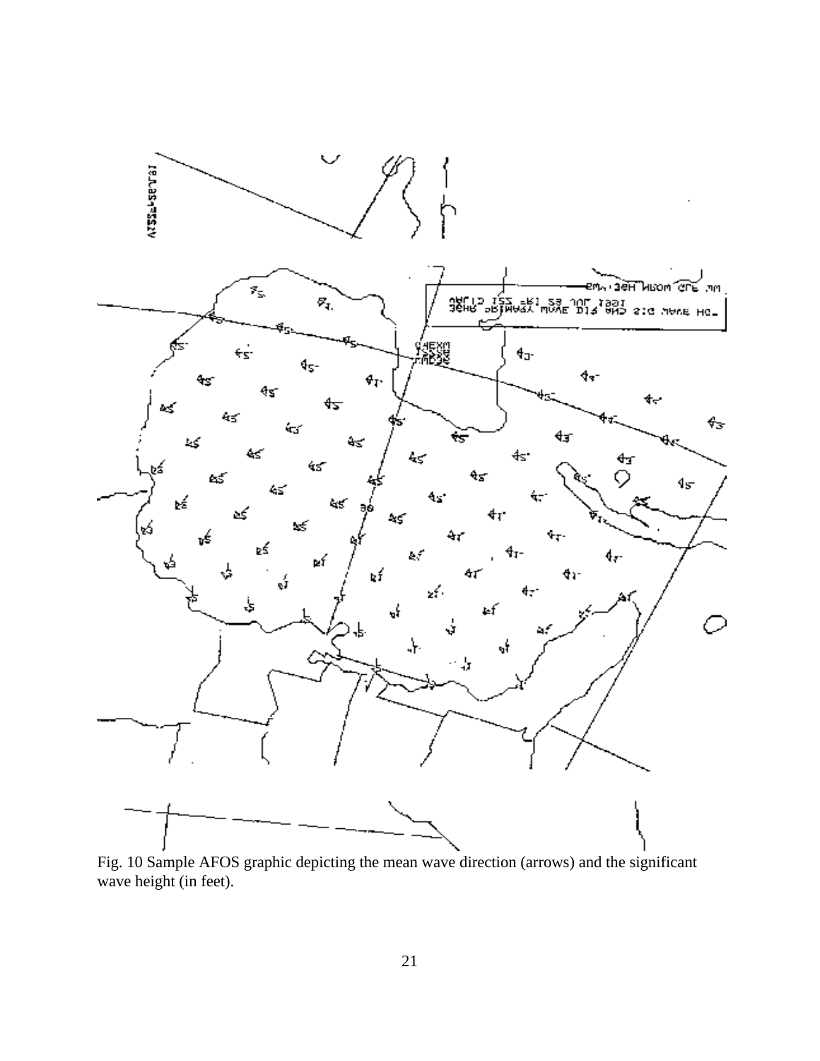Fig. 10 Sample AFOS graphic depicting the mean wave direction (arrows) and the significant wave height (in feet).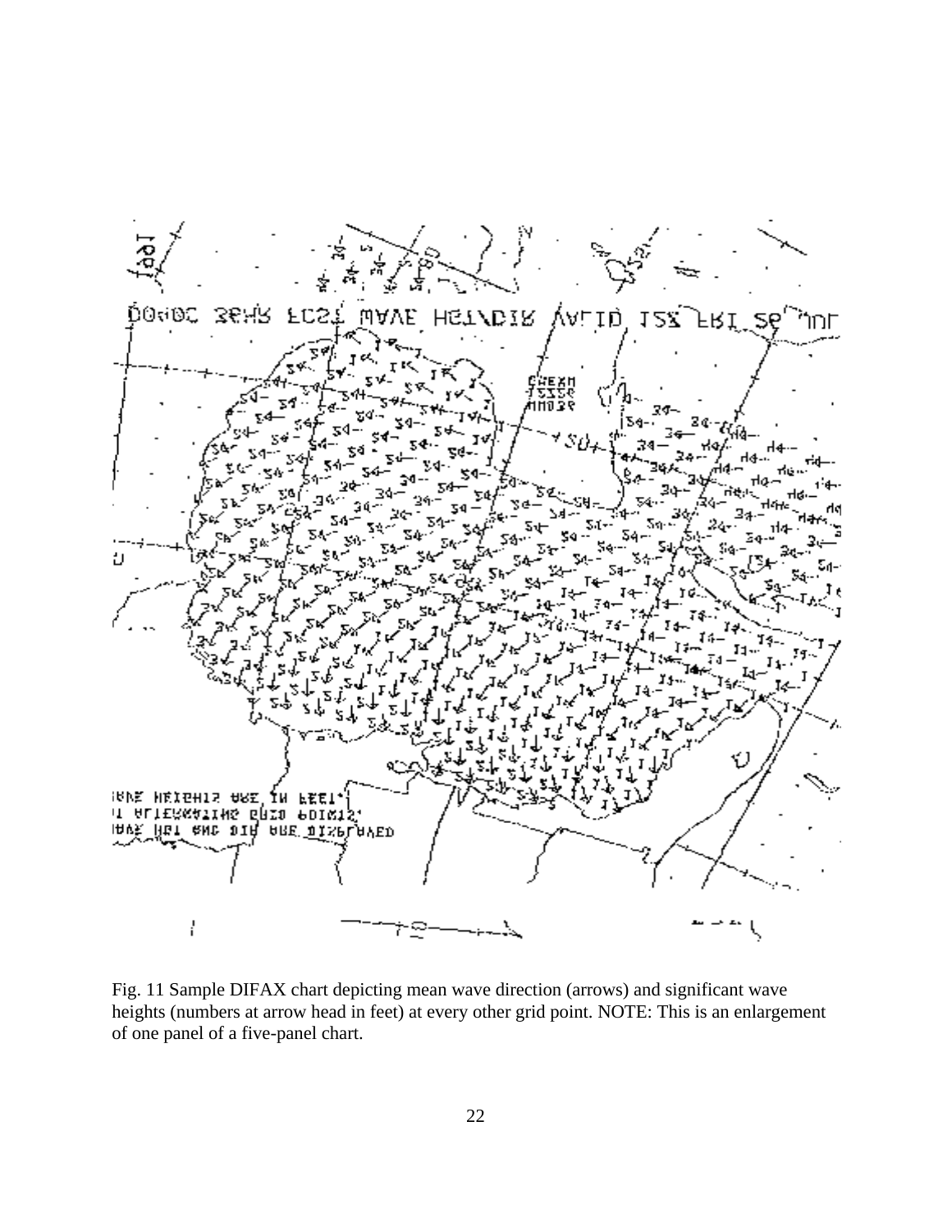Fig. 11 Sample DIFAX chart depicting mean wave direction (arrows) and significant wave heights (numbers at arrow head in feet) at every other grid point. NOTE: This is an enlargement of one panel of a five-panel chart.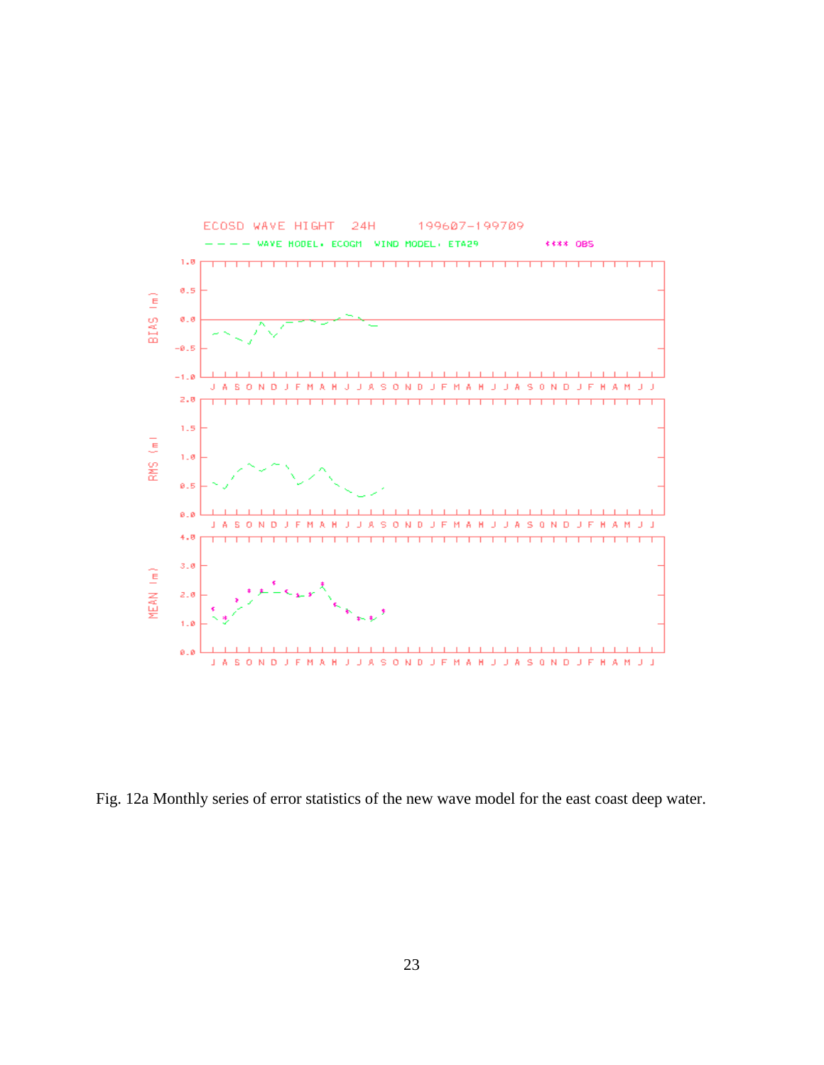Fig. 12a Monthly series of error statistics of the new wave model for the east coast deep water.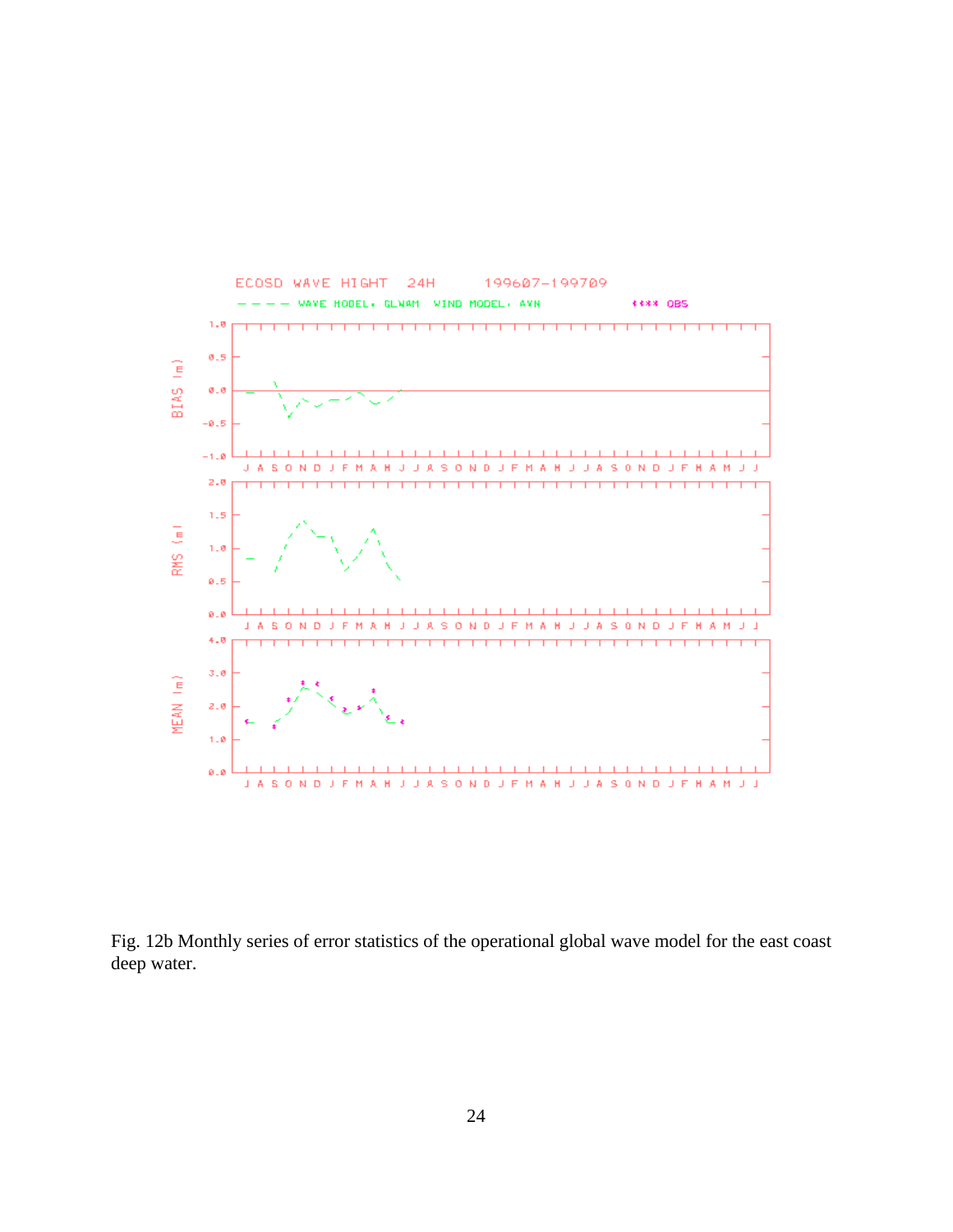Fig. 12b Monthly series of error statistics of the operational global wave model for the east coast deep water.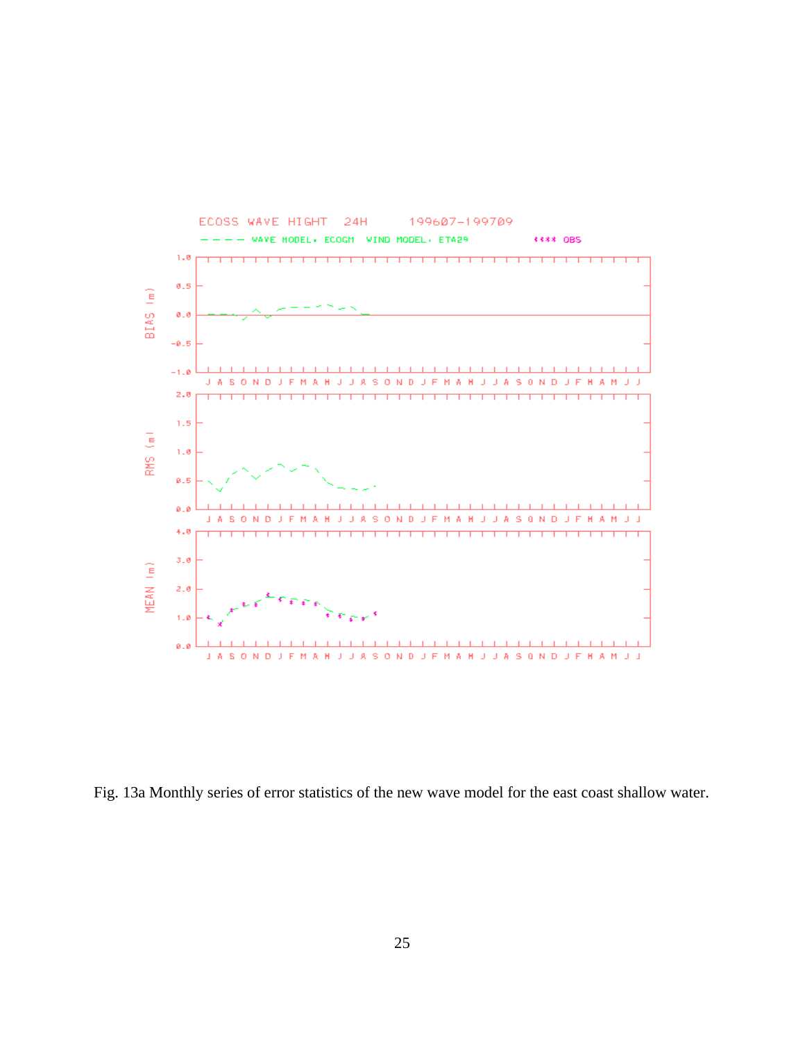Fig. 13a Monthly series of error statistics of the new wave model for the east coast shallow water.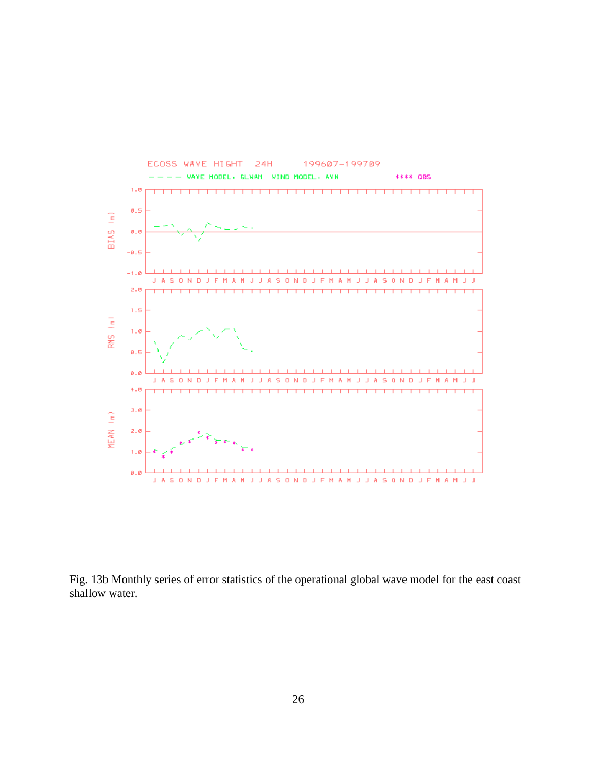Fig. 13b Monthly series of error statistics of the operational global wave model for the east coast shallow water.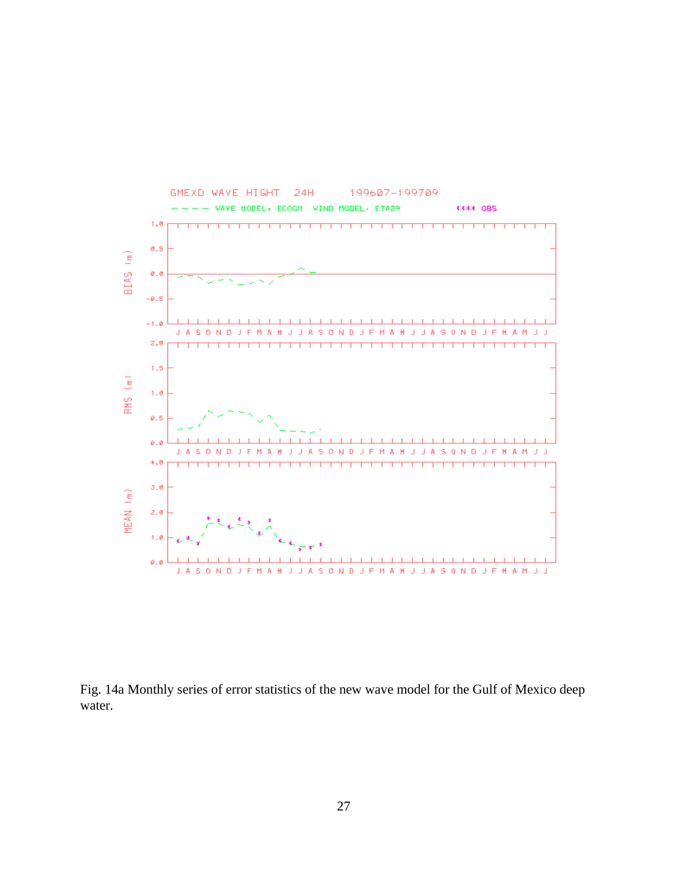Fig. 14a Monthly series of error statistics of the new wave model for the Gulf of Mexico deep water.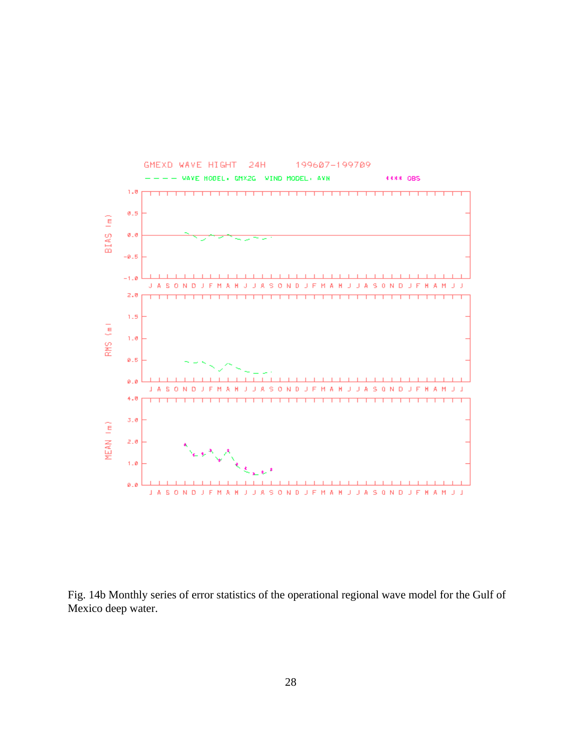Fig. 14b Monthly series of error statistics of the operational regional wave model for the Gulf of Mexico deep water.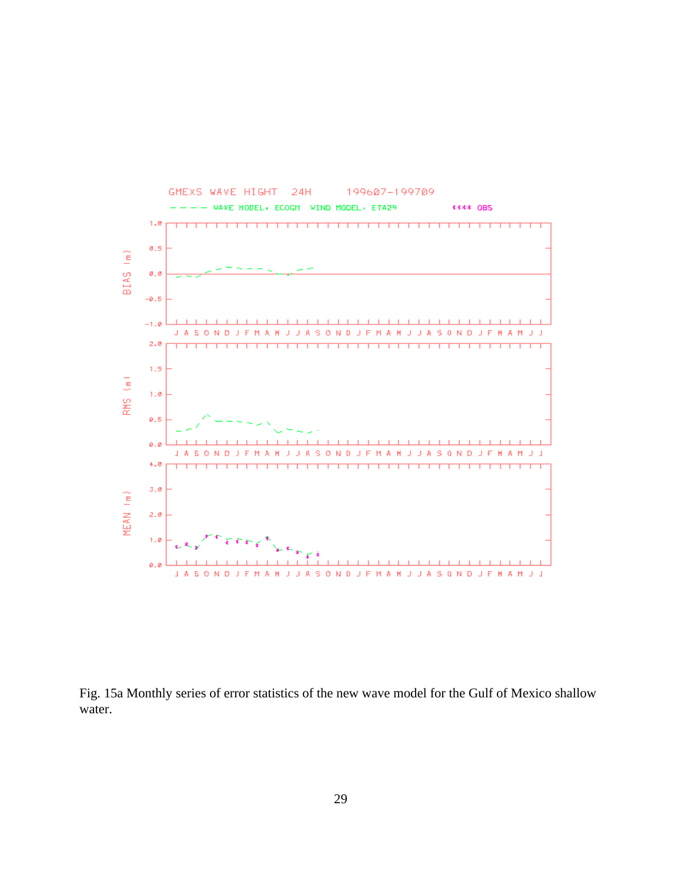Fig. 15a Monthly series of error statistics of the new wave model for the Gulf of Mexico shallow water.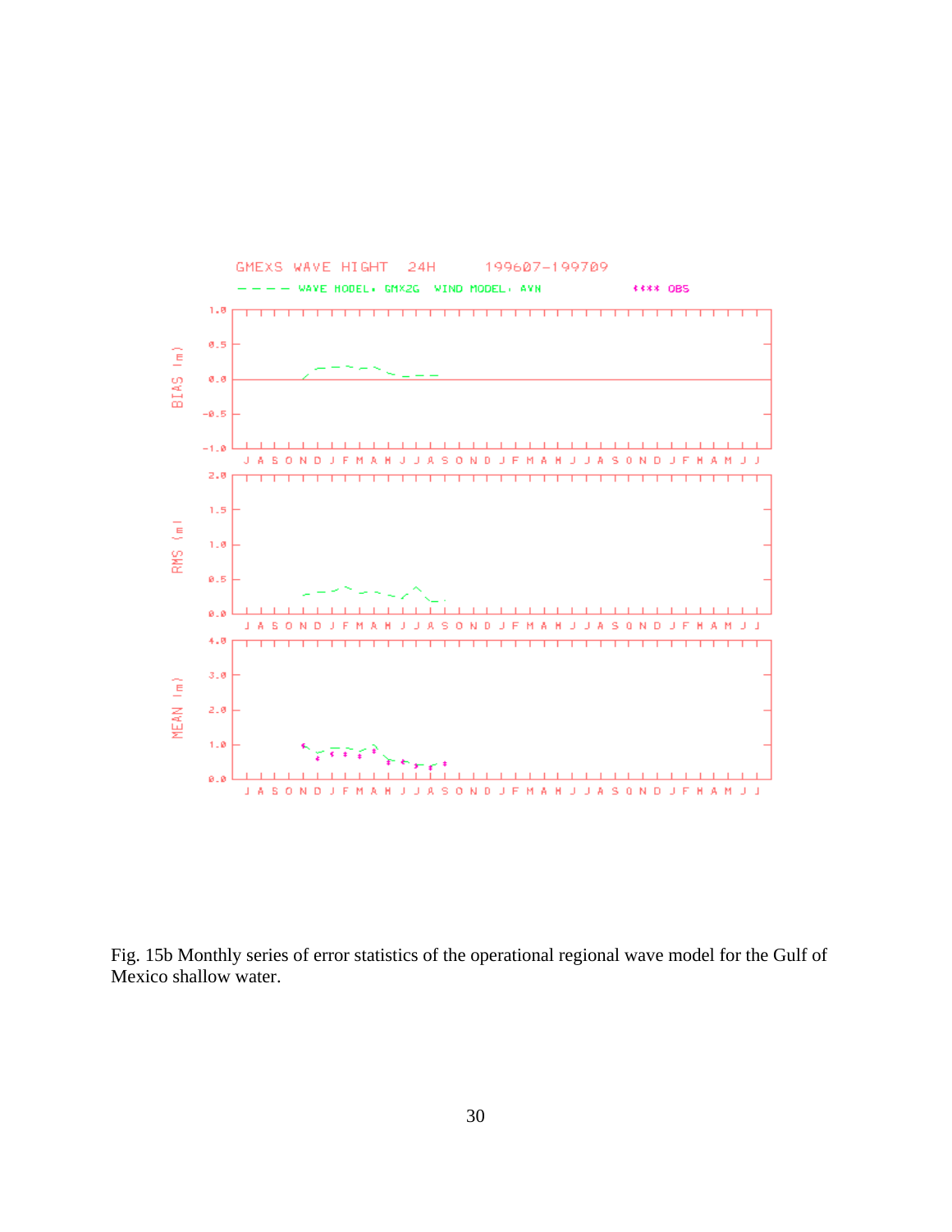GMEXS WAVE HIGHT 24H 199607-199709

WAVE MODEL: GMX2G WIND MODEL: AVN

OBS

BIAS (m)

1.0

0.5

0.0

-0.5

-1.0

J A S O N D J F M A M J J A S O N D J F M A M J J A S O N D J F M A M J J

RMS (m)

2.0

1.5

1.0

0.5

0.0

J A S O N D J F M A M J J A S O N D J F M A M J J A S O N D J F M A M J J

MEAN (m)

4.0

3.0

2.0

1.0

0.0

J A S O N D J F M A M J J A S O N D J F M A M J J A S O N D J F M A M J J

Fig. 15b Monthly series of error statistics of the operational regional wave model for the Gulf of Mexico shallow water.